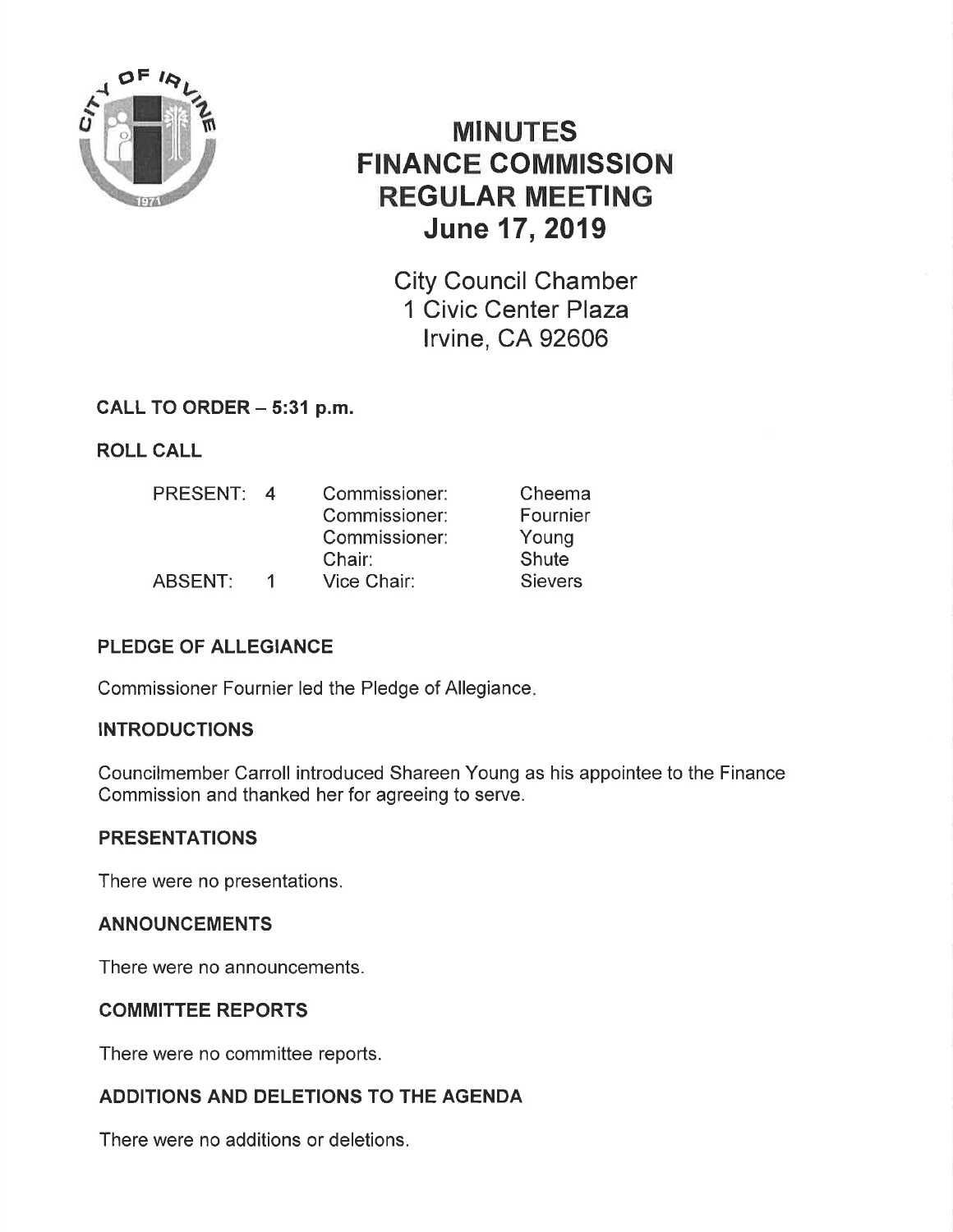# MINUTES
# FINANCE COMMISSION
# REGULAR MEETING
# June 17, 2019

City Council Chamber
1 Civic Center Plaza
Irvine, CA 92606

## CALL TO ORDER – 5:31 p.m.

## ROLL CALL

| | | | |
|---|---|---|---|
| PRESENT: | 4 | Commissioner: | Cheema |
| | | Commissioner: | Fournier |
| | | Commissioner: | Young |
| | | Chair: | Shute |
| ABSENT: | 1 | Vice Chair: | Sievers |

## PLEDGE OF ALLEGIANCE

Commissioner Fournier led the Pledge of Allegiance.

## INTRODUCTIONS

Councilmember Carroll introduced Shareen Young as his appointee to the Finance Commission and thanked her for agreeing to serve.

## PRESENTATIONS

There were no presentations.

## ANNOUNCEMENTS

There were no announcements.

## COMMITTEE REPORTS

There were no committee reports.

## ADDITIONS AND DELETIONS TO THE AGENDA

There were no additions or deletions.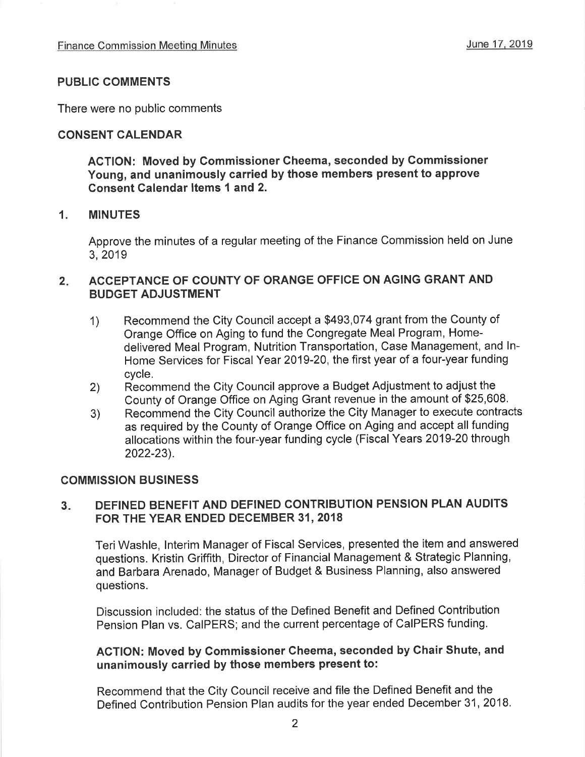## PUBLIC COMMENTS

There were no public comments

## CONSENT CALENDAR

**ACTION: Moved by Commissioner Cheema, seconded by Commissioner Young, and unanimously carried by those members present to approve Consent Calendar Items 1 and 2.**

### 1. MINUTES

Approve the minutes of a regular meeting of the Finance Commission held on June 3, 2019

### 2. ACCEPTANCE OF COUNTY OF ORANGE OFFICE ON AGING GRANT AND BUDGET ADJUSTMENT

1) Recommend the City Council accept a $493,074 grant from the County of Orange Office on Aging to fund the Congregate Meal Program, Home-delivered Meal Program, Nutrition Transportation, Case Management, and In-Home Services for Fiscal Year 2019-20, the first year of a four-year funding cycle.
2) Recommend the City Council approve a Budget Adjustment to adjust the County of Orange Office on Aging Grant revenue in the amount of $25,608.
3) Recommend the City Council authorize the City Manager to execute contracts as required by the County of Orange Office on Aging and accept all funding allocations within the four-year funding cycle (Fiscal Years 2019-20 through 2022-23).

## COMMISSION BUSINESS

### 3. DEFINED BENEFIT AND DEFINED CONTRIBUTION PENSION PLAN AUDITS FOR THE YEAR ENDED DECEMBER 31, 2018

Teri Washle, Interim Manager of Fiscal Services, presented the item and answered questions. Kristin Griffith, Director of Financial Management & Strategic Planning, and Barbara Arenado, Manager of Budget & Business Planning, also answered questions.

Discussion included: the status of the Defined Benefit and Defined Contribution Pension Plan vs. CalPERS; and the current percentage of CalPERS funding.

**ACTION: Moved by Commissioner Cheema, seconded by Chair Shute, and unanimously carried by those members present to:**

Recommend that the City Council receive and file the Defined Benefit and the Defined Contribution Pension Plan audits for the year ended December 31, 2018.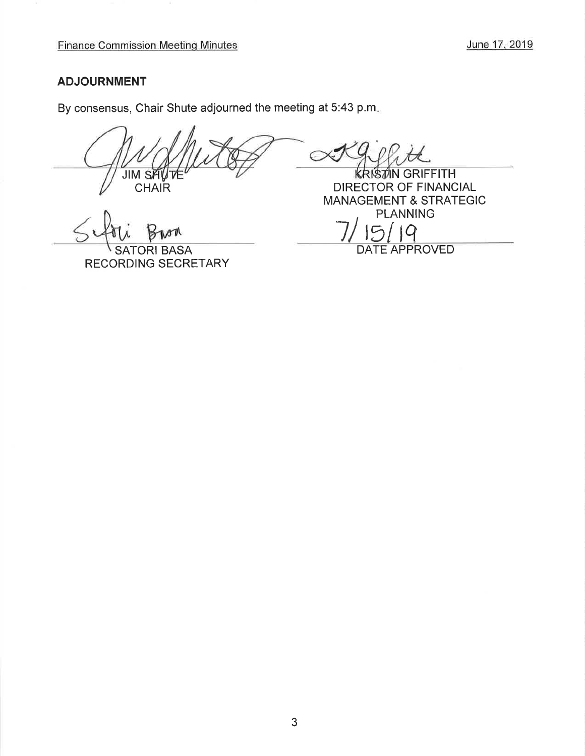## ADJOURNMENT

By consensus, Chair Shute adjourned the meeting at 5:43 p.m.

JIM SHUTE
CHAIR

KRISTIN GRIFFITH
DIRECTOR OF FINANCIAL MANAGEMENT & STRATEGIC PLANNING

SATORI BASA
RECORDING SECRETARY

7/15/19
DATE APPROVED